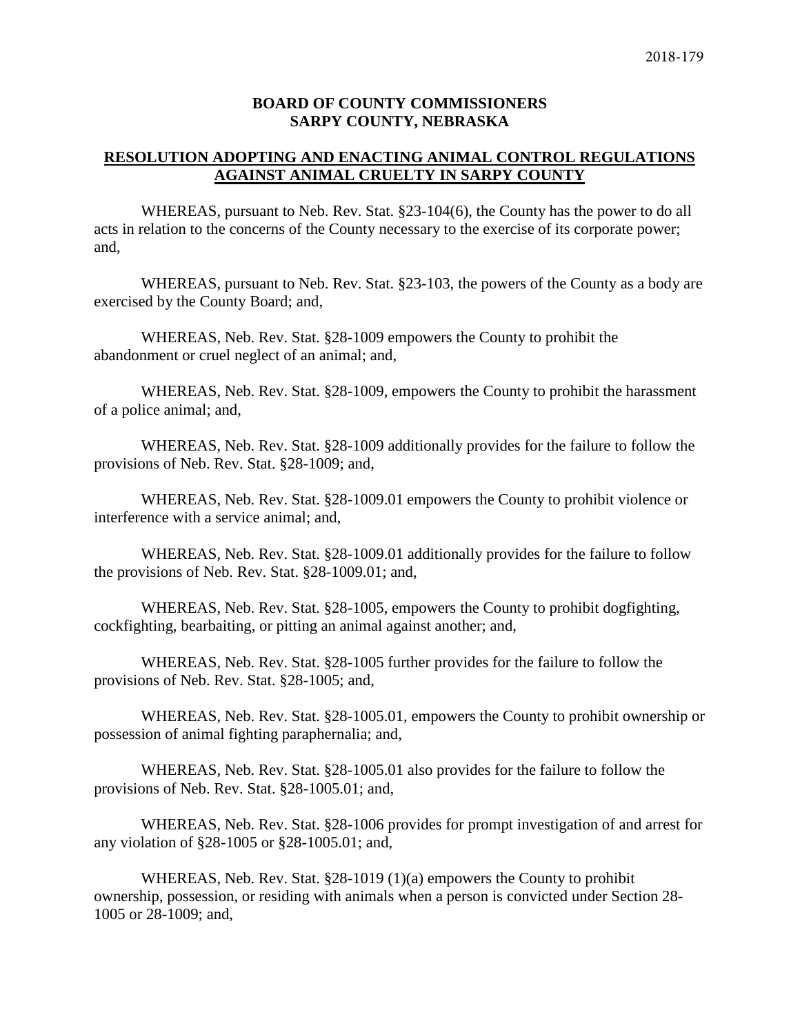2018-179

**BOARD OF COUNTY COMMISSIONERS**
**SARPY COUNTY, NEBRASKA**

**RESOLUTION ADOPTING AND ENACTING ANIMAL CONTROL REGULATIONS AGAINST ANIMAL CRUELTY IN SARPY COUNTY**

WHEREAS, pursuant to Neb. Rev. Stat. §23-104(6), the County has the power to do all acts in relation to the concerns of the County necessary to the exercise of its corporate power; and,

WHEREAS, pursuant to Neb. Rev. Stat. §23-103, the powers of the County as a body are exercised by the County Board; and,

WHEREAS, Neb. Rev. Stat. §28-1009 empowers the County to prohibit the abandonment or cruel neglect of an animal; and,

WHEREAS, Neb. Rev. Stat. §28-1009, empowers the County to prohibit the harassment of a police animal; and,

WHEREAS, Neb. Rev. Stat. §28-1009 additionally provides for the failure to follow the provisions of Neb. Rev. Stat. §28-1009; and,

WHEREAS, Neb. Rev. Stat. §28-1009.01 empowers the County to prohibit violence or interference with a service animal; and,

WHEREAS, Neb. Rev. Stat. §28-1009.01 additionally provides for the failure to follow the provisions of Neb. Rev. Stat. §28-1009.01; and,

WHEREAS, Neb. Rev. Stat. §28-1005, empowers the County to prohibit dogfighting, cockfighting, bearbaiting, or pitting an animal against another; and,

WHEREAS, Neb. Rev. Stat. §28-1005 further provides for the failure to follow the provisions of Neb. Rev. Stat. §28-1005; and,

WHEREAS, Neb. Rev. Stat. §28-1005.01, empowers the County to prohibit ownership or possession of animal fighting paraphernalia; and,

WHEREAS, Neb. Rev. Stat. §28-1005.01 also provides for the failure to follow the provisions of Neb. Rev. Stat. §28-1005.01; and,

WHEREAS, Neb. Rev. Stat. §28-1006 provides for prompt investigation of and arrest for any violation of §28-1005 or §28-1005.01; and,

WHEREAS, Neb. Rev. Stat. §28-1019 (1)(a) empowers the County to prohibit ownership, possession, or residing with animals when a person is convicted under Section 28-1005 or 28-1009; and,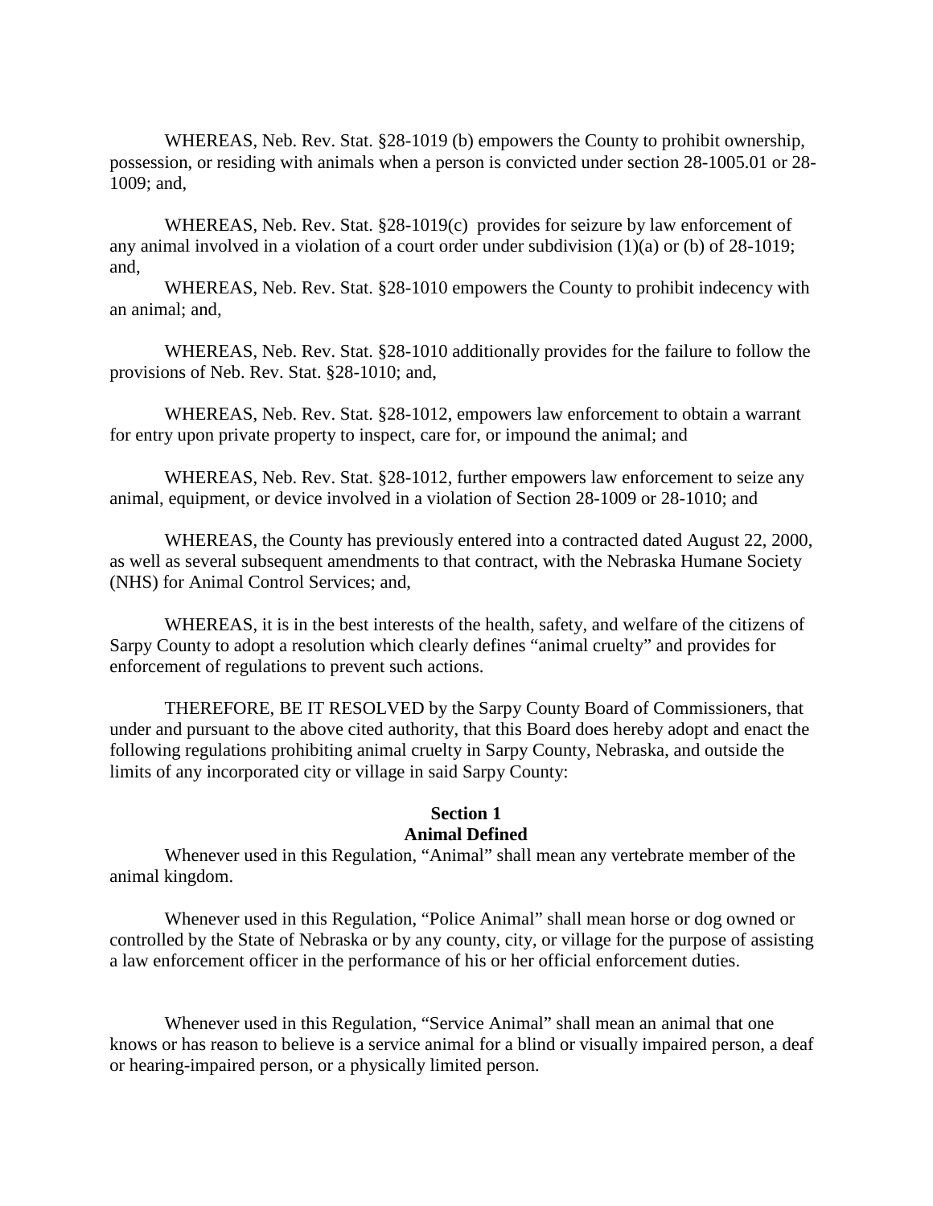WHEREAS, Neb. Rev. Stat. §28-1019 (b) empowers the County to prohibit ownership, possession, or residing with animals when a person is convicted under section 28-1005.01 or 28-1009; and,

WHEREAS, Neb. Rev. Stat. §28-1019(c) provides for seizure by law enforcement of any animal involved in a violation of a court order under subdivision (1)(a) or (b) of 28-1019; and,

WHEREAS, Neb. Rev. Stat. §28-1010 empowers the County to prohibit indecency with an animal; and,

WHEREAS, Neb. Rev. Stat. §28-1010 additionally provides for the failure to follow the provisions of Neb. Rev. Stat. §28-1010; and,

WHEREAS, Neb. Rev. Stat. §28-1012, empowers law enforcement to obtain a warrant for entry upon private property to inspect, care for, or impound the animal; and

WHEREAS, Neb. Rev. Stat. §28-1012, further empowers law enforcement to seize any animal, equipment, or device involved in a violation of Section 28-1009 or 28-1010; and

WHEREAS, the County has previously entered into a contracted dated August 22, 2000, as well as several subsequent amendments to that contract, with the Nebraska Humane Society (NHS) for Animal Control Services; and,

WHEREAS, it is in the best interests of the health, safety, and welfare of the citizens of Sarpy County to adopt a resolution which clearly defines "animal cruelty" and provides for enforcement of regulations to prevent such actions.

THEREFORE, BE IT RESOLVED by the Sarpy County Board of Commissioners, that under and pursuant to the above cited authority, that this Board does hereby adopt and enact the following regulations prohibiting animal cruelty in Sarpy County, Nebraska, and outside the limits of any incorporated city or village in said Sarpy County:

## Section 1
## Animal Defined

Whenever used in this Regulation, "Animal" shall mean any vertebrate member of the animal kingdom.

Whenever used in this Regulation, "Police Animal" shall mean horse or dog owned or controlled by the State of Nebraska or by any county, city, or village for the purpose of assisting a law enforcement officer in the performance of his or her official enforcement duties.

Whenever used in this Regulation, "Service Animal" shall mean an animal that one knows or has reason to believe is a service animal for a blind or visually impaired person, a deaf or hearing-impaired person, or a physically limited person.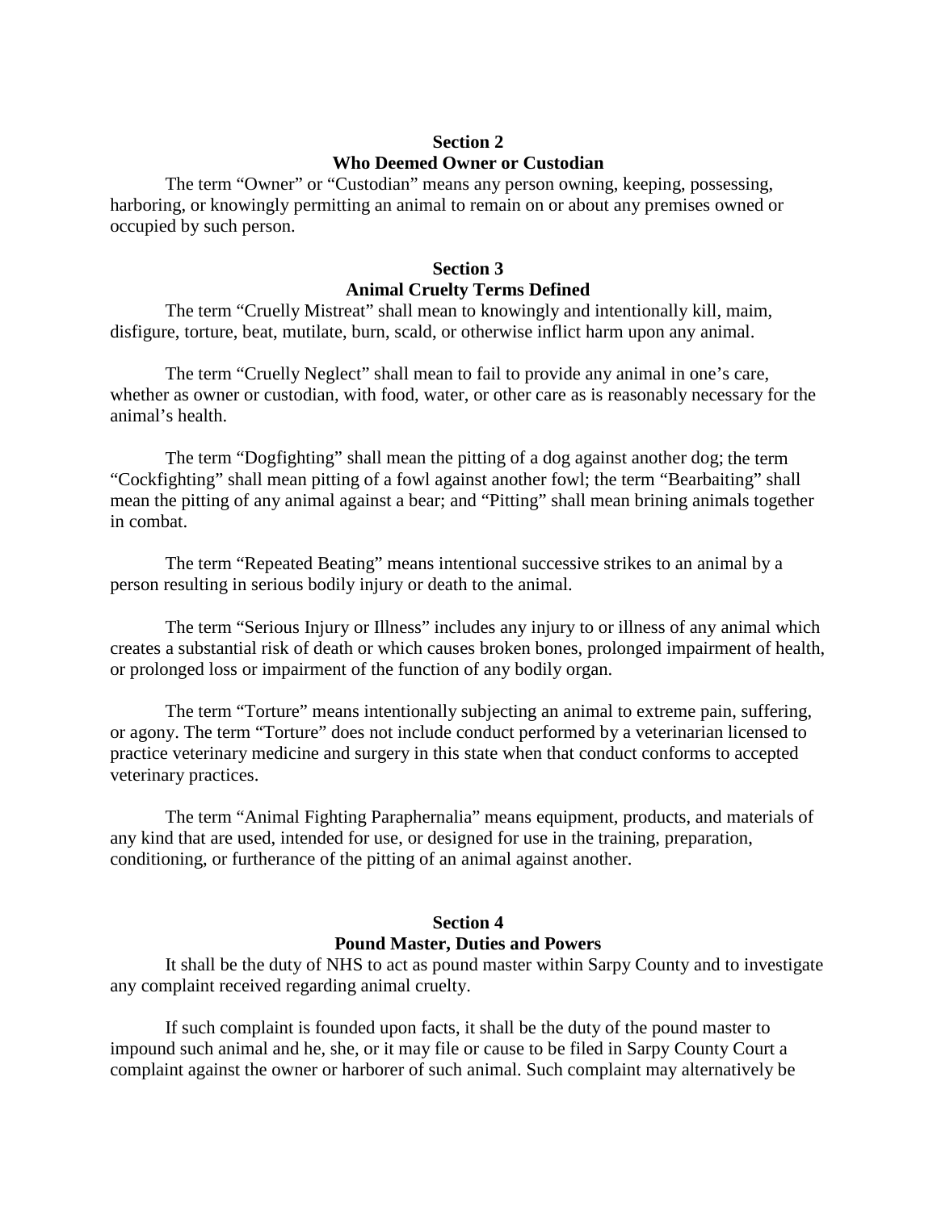## Section 2
## Who Deemed Owner or Custodian

The term "Owner" or "Custodian" means any person owning, keeping, possessing, harboring, or knowingly permitting an animal to remain on or about any premises owned or occupied by such person.

## Section 3
## Animal Cruelty Terms Defined

The term "Cruelly Mistreat" shall mean to knowingly and intentionally kill, maim, disfigure, torture, beat, mutilate, burn, scald, or otherwise inflict harm upon any animal.

The term "Cruelly Neglect" shall mean to fail to provide any animal in one's care, whether as owner or custodian, with food, water, or other care as is reasonably necessary for the animal's health.

The term "Dogfighting" shall mean the pitting of a dog against another dog; the term "Cockfighting" shall mean pitting of a fowl against another fowl; the term "Bearbaiting" shall mean the pitting of any animal against a bear; and "Pitting" shall mean brining animals together in combat.

The term "Repeated Beating" means intentional successive strikes to an animal by a person resulting in serious bodily injury or death to the animal.

The term "Serious Injury or Illness" includes any injury to or illness of any animal which creates a substantial risk of death or which causes broken bones, prolonged impairment of health, or prolonged loss or impairment of the function of any bodily organ.

The term "Torture" means intentionally subjecting an animal to extreme pain, suffering, or agony. The term "Torture" does not include conduct performed by a veterinarian licensed to practice veterinary medicine and surgery in this state when that conduct conforms to accepted veterinary practices.

The term "Animal Fighting Paraphernalia" means equipment, products, and materials of any kind that are used, intended for use, or designed for use in the training, preparation, conditioning, or furtherance of the pitting of an animal against another.

## Section 4
## Pound Master, Duties and Powers

It shall be the duty of NHS to act as pound master within Sarpy County and to investigate any complaint received regarding animal cruelty.

If such complaint is founded upon facts, it shall be the duty of the pound master to impound such animal and he, she, or it may file or cause to be filed in Sarpy County Court a complaint against the owner or harborer of such animal. Such complaint may alternatively be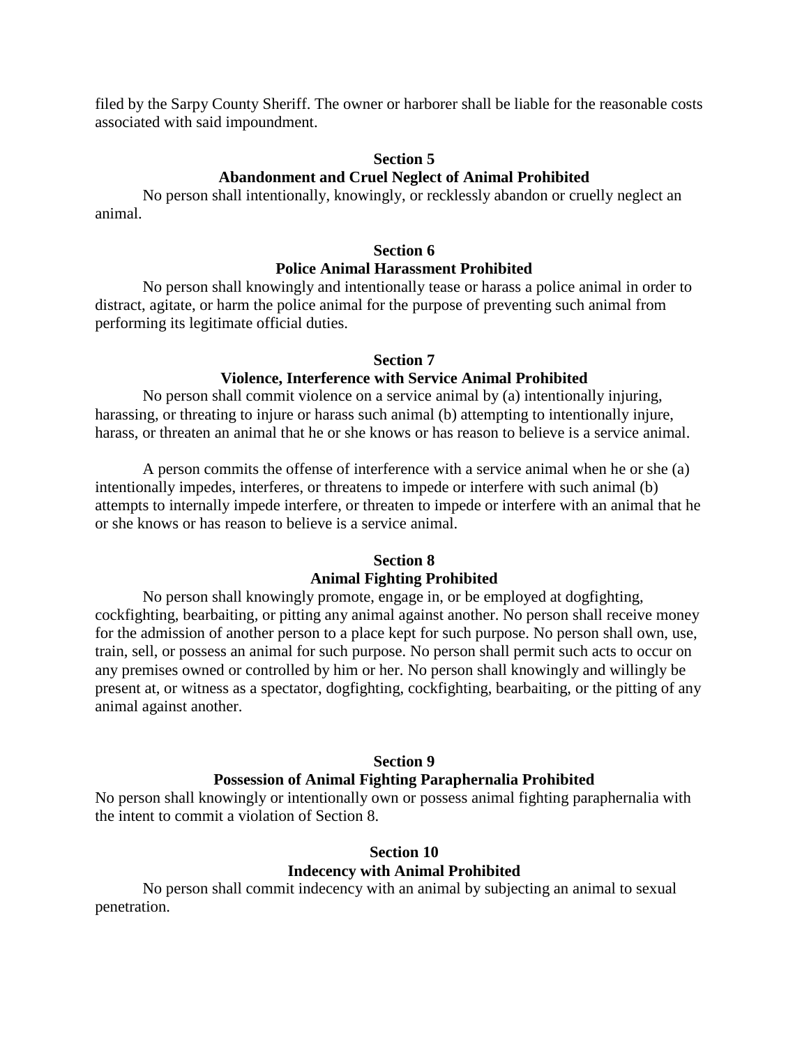filed by the Sarpy County Sheriff. The owner or harborer shall be liable for the reasonable costs associated with said impoundment.

**Section 5**
**Abandonment and Cruel Neglect of Animal Prohibited**

No person shall intentionally, knowingly, or recklessly abandon or cruelly neglect an animal.

**Section 6**
**Police Animal Harassment Prohibited**

No person shall knowingly and intentionally tease or harass a police animal in order to distract, agitate, or harm the police animal for the purpose of preventing such animal from performing its legitimate official duties.

**Section 7**
**Violence, Interference with Service Animal Prohibited**

No person shall commit violence on a service animal by (a) intentionally injuring, harassing, or threating to injure or harass such animal (b) attempting to intentionally injure, harass, or threaten an animal that he or she knows or has reason to believe is a service animal.

A person commits the offense of interference with a service animal when he or she (a) intentionally impedes, interferes, or threatens to impede or interfere with such animal (b) attempts to internally impede interfere, or threaten to impede or interfere with an animal that he or she knows or has reason to believe is a service animal.

**Section 8**
**Animal Fighting Prohibited**

No person shall knowingly promote, engage in, or be employed at dogfighting, cockfighting, bearbaiting, or pitting any animal against another. No person shall receive money for the admission of another person to a place kept for such purpose. No person shall own, use, train, sell, or possess an animal for such purpose. No person shall permit such acts to occur on any premises owned or controlled by him or her. No person shall knowingly and willingly be present at, or witness as a spectator, dogfighting, cockfighting, bearbaiting, or the pitting of any animal against another.

**Section 9**
**Possession of Animal Fighting Paraphernalia Prohibited**

No person shall knowingly or intentionally own or possess animal fighting paraphernalia with the intent to commit a violation of Section 8.

**Section 10**
**Indecency with Animal Prohibited**

No person shall commit indecency with an animal by subjecting an animal to sexual penetration.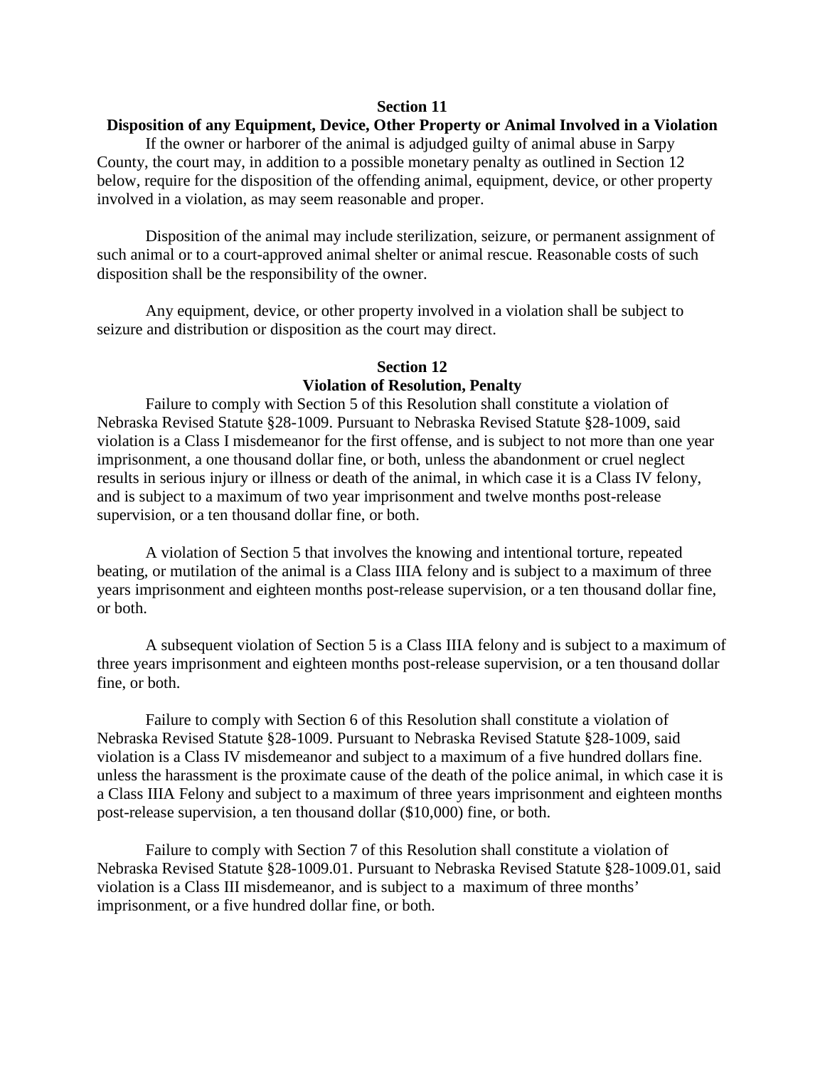## Section 11

### Disposition of any Equipment, Device, Other Property or Animal Involved in a Violation

If the owner or harborer of the animal is adjudged guilty of animal abuse in Sarpy County, the court may, in addition to a possible monetary penalty as outlined in Section 12 below, require for the disposition of the offending animal, equipment, device, or other property involved in a violation, as may seem reasonable and proper.

Disposition of the animal may include sterilization, seizure, or permanent assignment of such animal or to a court-approved animal shelter or animal rescue. Reasonable costs of such disposition shall be the responsibility of the owner.

Any equipment, device, or other property involved in a violation shall be subject to seizure and distribution or disposition as the court may direct.

## Section 12

### Violation of Resolution, Penalty

Failure to comply with Section 5 of this Resolution shall constitute a violation of Nebraska Revised Statute §28-1009. Pursuant to Nebraska Revised Statute §28-1009, said violation is a Class I misdemeanor for the first offense, and is subject to not more than one year imprisonment, a one thousand dollar fine, or both, unless the abandonment or cruel neglect results in serious injury or illness or death of the animal, in which case it is a Class IV felony, and is subject to a maximum of two year imprisonment and twelve months post-release supervision, or a ten thousand dollar fine, or both.

A violation of Section 5 that involves the knowing and intentional torture, repeated beating, or mutilation of the animal is a Class IIIA felony and is subject to a maximum of three years imprisonment and eighteen months post-release supervision, or a ten thousand dollar fine, or both.

A subsequent violation of Section 5 is a Class IIIA felony and is subject to a maximum of three years imprisonment and eighteen months post-release supervision, or a ten thousand dollar fine, or both.

Failure to comply with Section 6 of this Resolution shall constitute a violation of Nebraska Revised Statute §28-1009. Pursuant to Nebraska Revised Statute §28-1009, said violation is a Class IV misdemeanor and subject to a maximum of a five hundred dollars fine. unless the harassment is the proximate cause of the death of the police animal, in which case it is a Class IIIA Felony and subject to a maximum of three years imprisonment and eighteen months post-release supervision, a ten thousand dollar ($10,000) fine, or both.

Failure to comply with Section 7 of this Resolution shall constitute a violation of Nebraska Revised Statute §28-1009.01. Pursuant to Nebraska Revised Statute §28-1009.01, said violation is a Class III misdemeanor, and is subject to a maximum of three months' imprisonment, or a five hundred dollar fine, or both.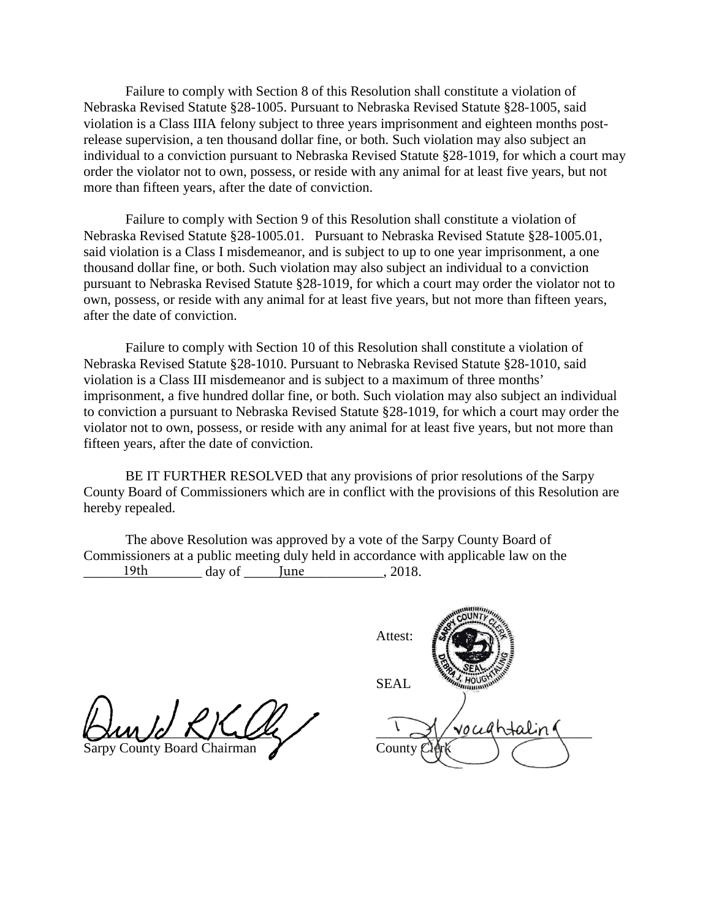Failure to comply with Section 8 of this Resolution shall constitute a violation of Nebraska Revised Statute §28-1005. Pursuant to Nebraska Revised Statute §28-1005, said violation is a Class IIIA felony subject to three years imprisonment and eighteen months post-release supervision, a ten thousand dollar fine, or both. Such violation may also subject an individual to a conviction pursuant to Nebraska Revised Statute §28-1019, for which a court may order the violator not to own, possess, or reside with any animal for at least five years, but not more than fifteen years, after the date of conviction.

Failure to comply with Section 9 of this Resolution shall constitute a violation of Nebraska Revised Statute §28-1005.01. Pursuant to Nebraska Revised Statute §28-1005.01, said violation is a Class I misdemeanor, and is subject to up to one year imprisonment, a one thousand dollar fine, or both. Such violation may also subject an individual to a conviction pursuant to Nebraska Revised Statute §28-1019, for which a court may order the violator not to own, possess, or reside with any animal for at least five years, but not more than fifteen years, after the date of conviction.

Failure to comply with Section 10 of this Resolution shall constitute a violation of Nebraska Revised Statute §28-1010. Pursuant to Nebraska Revised Statute §28-1010, said violation is a Class III misdemeanor and is subject to a maximum of three months' imprisonment, a five hundred dollar fine, or both. Such violation may also subject an individual to conviction a pursuant to Nebraska Revised Statute §28-1019, for which a court may order the violator not to own, possess, or reside with any animal for at least five years, but not more than fifteen years, after the date of conviction.

BE IT FURTHER RESOLVED that any provisions of prior resolutions of the Sarpy County Board of Commissioners which are in conflict with the provisions of this Resolution are hereby repealed.

The above Resolution was approved by a vote of the Sarpy County Board of Commissioners at a public meeting duly held in accordance with applicable law on the 19th day of June, 2018.

Attest:

SEAL

Sarpy County Board Chairman

County Clerk